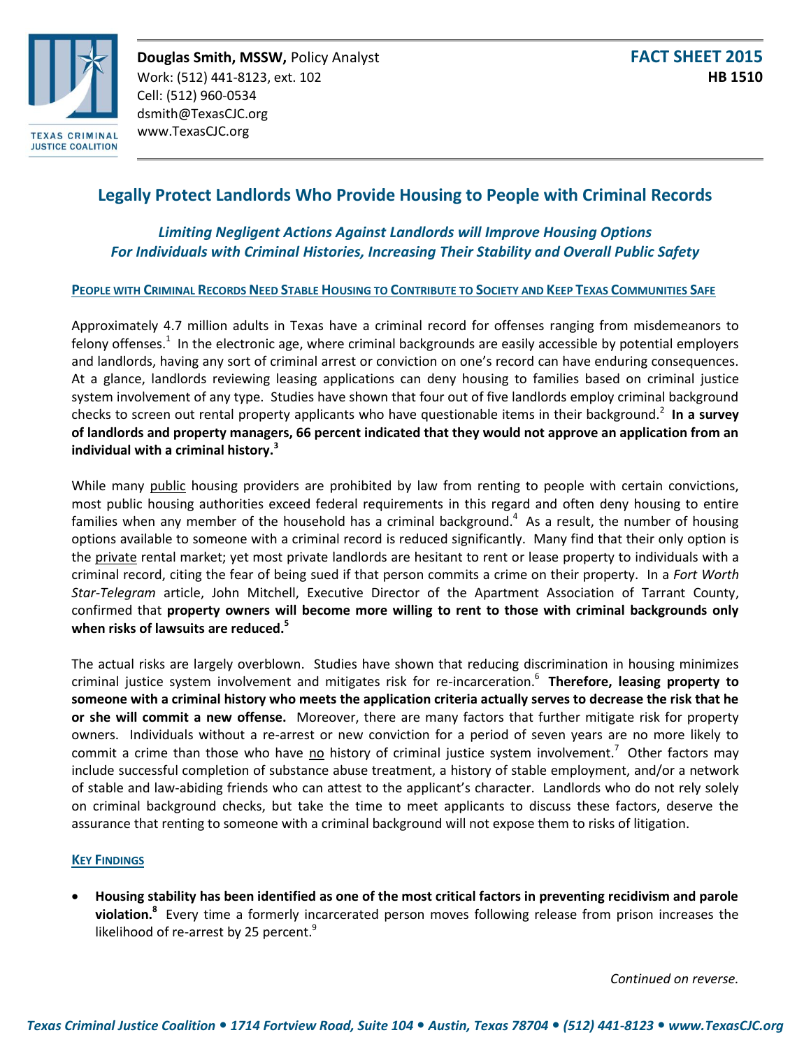**Douglas Smith, MSSW,** Policy Analyst
Work: (512) 441-8123, ext. 102
Cell: (512) 960-0534
dsmith@TexasCJC.org
www.TexasCJC.org

**FACT SHEET 2015**
**HB 1510**

# Legally Protect Landlords Who Provide Housing to People with Criminal Records

***Limiting Negligent Actions Against Landlords will Improve Housing Options For Individuals with Criminal Histories, Increasing Their Stability and Overall Public Safety***

## PEOPLE WITH CRIMINAL RECORDS NEED STABLE HOUSING TO CONTRIBUTE TO SOCIETY AND KEEP TEXAS COMMUNITIES SAFE

Approximately 4.7 million adults in Texas have a criminal record for offenses ranging from misdemeanors to felony offenses.[1] In the electronic age, where criminal backgrounds are easily accessible by potential employers and landlords, having any sort of criminal arrest or conviction on one's record can have enduring consequences. At a glance, landlords reviewing leasing applications can deny housing to families based on criminal justice system involvement of any type. Studies have shown that four out of five landlords employ criminal background checks to screen out rental property applicants who have questionable items in their background.[2] **In a survey of landlords and property managers, 66 percent indicated that they would not approve an application from an individual with a criminal history.[3]**

While many public housing providers are prohibited by law from renting to people with certain convictions, most public housing authorities exceed federal requirements in this regard and often deny housing to entire families when any member of the household has a criminal background.[4] As a result, the number of housing options available to someone with a criminal record is reduced significantly. Many find that their only option is the private rental market; yet most private landlords are hesitant to rent or lease property to individuals with a criminal record, citing the fear of being sued if that person commits a crime on their property. In a *Fort Worth Star-Telegram* article, John Mitchell, Executive Director of the Apartment Association of Tarrant County, confirmed that **property owners will become more willing to rent to those with criminal backgrounds only when risks of lawsuits are reduced.[5]**

The actual risks are largely overblown. Studies have shown that reducing discrimination in housing minimizes criminal justice system involvement and mitigates risk for re-incarceration.[6] **Therefore, leasing property to someone with a criminal history who meets the application criteria actually serves to decrease the risk that he or she will commit a new offense.** Moreover, there are many factors that further mitigate risk for property owners. Individuals without a re-arrest or new conviction for a period of seven years are no more likely to commit a crime than those who have no history of criminal justice system involvement.[7] Other factors may include successful completion of substance abuse treatment, a history of stable employment, and/or a network of stable and law-abiding friends who can attest to the applicant's character. Landlords who do not rely solely on criminal background checks, but take the time to meet applicants to discuss these factors, deserve the assurance that renting to someone with a criminal background will not expose them to risks of litigation.

## KEY FINDINGS

- **Housing stability has been identified as one of the most critical factors in preventing recidivism and parole violation.[8]** Every time a formerly incarcerated person moves following release from prison increases the likelihood of re-arrest by 25 percent.[9]

*Continued on reverse.*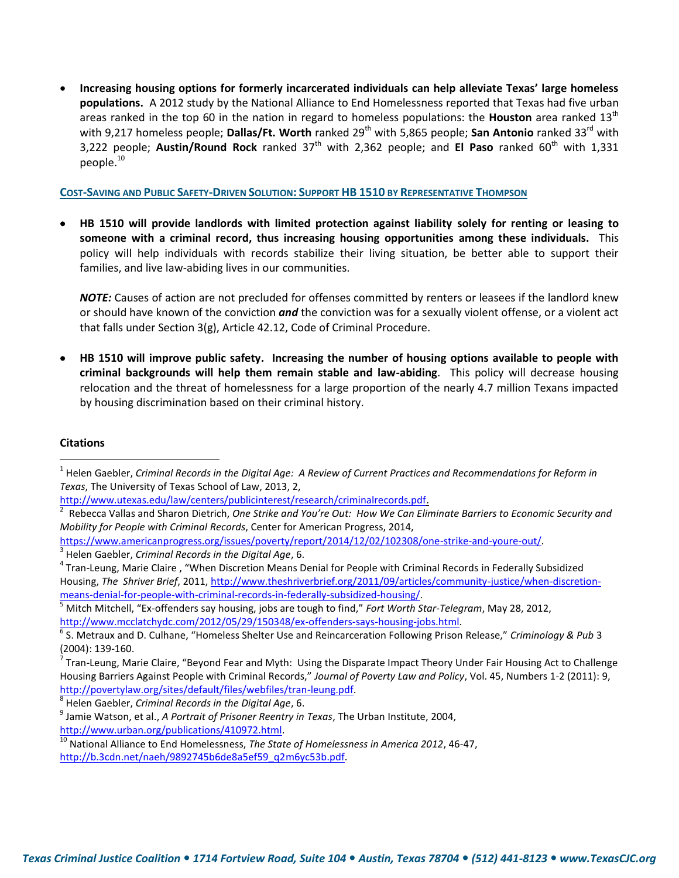- **Increasing housing options for formerly incarcerated individuals can help alleviate Texas' large homeless populations.** A 2012 study by the National Alliance to End Homelessness reported that Texas had five urban areas ranked in the top 60 in the nation in regard to homeless populations: the **Houston** area ranked 13th with 9,217 homeless people; **Dallas/Ft. Worth** ranked 29th with 5,865 people; **San Antonio** ranked 33rd with 3,222 people; **Austin/Round Rock** ranked 37th with 2,362 people; and **El Paso** ranked 60th with 1,331 people.[10]

## COST-SAVING AND PUBLIC SAFETY-DRIVEN SOLUTION: SUPPORT HB 1510 BY REPRESENTATIVE THOMPSON

- **HB 1510 will provide landlords with limited protection against liability solely for renting or leasing to someone with a criminal record, thus increasing housing opportunities among these individuals.** This policy will help individuals with records stabilize their living situation, be better able to support their families, and live law-abiding lives in our communities.

  ***NOTE:*** Causes of action are not precluded for offenses committed by renters or leasees if the landlord knew or should have known of the conviction ***and*** the conviction was for a sexually violent offense, or a violent act that falls under Section 3(g), Article 42.12, Code of Criminal Procedure.

- **HB 1510 will improve public safety. Increasing the number of housing options available to people with criminal backgrounds will help them remain stable and law-abiding**. This policy will decrease housing relocation and the threat of homelessness for a large proportion of the nearly 4.7 million Texans impacted by housing discrimination based on their criminal history.

**Citations**

[1] Helen Gaebler, *Criminal Records in the Digital Age: A Review of Current Practices and Recommendations for Reform in Texas*, The University of Texas School of Law, 2013, 2, http://www.utexas.edu/law/centers/publicinterest/research/criminalrecords.pdf.

[2] Rebecca Vallas and Sharon Dietrich, *One Strike and You're Out: How We Can Eliminate Barriers to Economic Security and Mobility for People with Criminal Records*, Center for American Progress, 2014, https://www.americanprogress.org/issues/poverty/report/2014/12/02/102308/one-strike-and-youre-out/.

[3] Helen Gaebler, *Criminal Records in the Digital Age*, 6.

[4] Tran-Leung, Marie Claire , "When Discretion Means Denial for People with Criminal Records in Federally Subsidized Housing, *The Shriver Brief*, 2011, http://www.theshriverbrief.org/2011/09/articles/community-justice/when-discretion-means-denial-for-people-with-criminal-records-in-federally-subsidized-housing/.

[5] Mitch Mitchell, "Ex-offenders say housing, jobs are tough to find," *Fort Worth Star-Telegram*, May 28, 2012, http://www.mcclatchydc.com/2012/05/29/150348/ex-offenders-says-housing-jobs.html.

[6] S. Metraux and D. Culhane, "Homeless Shelter Use and Reincarceration Following Prison Release," *Criminology & Pub* 3 (2004): 139-160.

[7] Tran-Leung, Marie Claire, "Beyond Fear and Myth: Using the Disparate Impact Theory Under Fair Housing Act to Challenge Housing Barriers Against People with Criminal Records," *Journal of Poverty Law and Policy*, Vol. 45, Numbers 1-2 (2011): 9, http://povertylaw.org/sites/default/files/webfiles/tran-leung.pdf.

[8] Helen Gaebler, *Criminal Records in the Digital Age*, 6.

[9] Jamie Watson, et al., *A Portrait of Prisoner Reentry in Texas*, The Urban Institute, 2004, http://www.urban.org/publications/410972.html.

[10] National Alliance to End Homelessness, *The State of Homelessness in America 2012*, 46-47, http://b.3cdn.net/naeh/9892745b6de8a5ef59_q2m6yc53b.pdf.

*Texas Criminal Justice Coalition • 1714 Fortview Road, Suite 104 • Austin, Texas 78704 • (512) 441-8123 • www.TexasCJC.org*